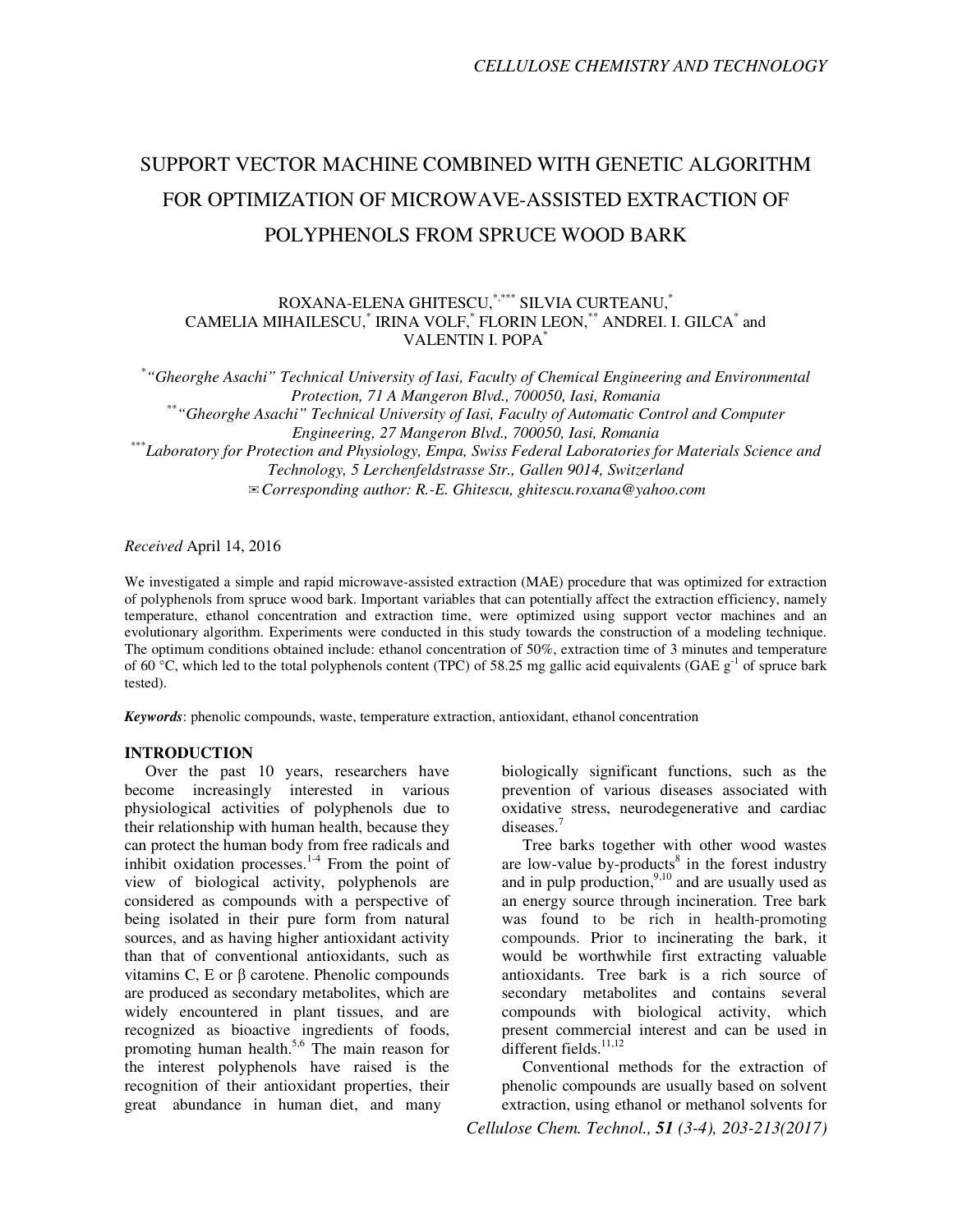# SUPPORT VECTOR MACHINE COMBINED WITH GENETIC ALGORITHM FOR OPTIMIZATION OF MICROWAVE-ASSISTED EXTRACTION OF POLYPHENOLS FROM SPRUCE WOOD BARK

ROXANA-ELENA GHITESCU,[*,***] SILVIA CURTEANU,[*] CAMELIA MIHAILESCU,[*] IRINA VOLF,[*] FLORIN LEON,[**] ANDREI. I. GILCA[*] and VALENTIN I. POPA[*]

[*] *"Gheorghe Asachi" Technical University of Iasi, Faculty of Chemical Engineering and Environmental Protection, 71 A Mangeron Blvd., 700050, Iasi, Romania*
[**] *"Gheorghe Asachi" Technical University of Iasi, Faculty of Automatic Control and Computer Engineering, 27 Mangeron Blvd., 700050, Iasi, Romania*
[***] *Laboratory for Protection and Physiology, Empa, Swiss Federal Laboratories for Materials Science and Technology, 5 Lerchenfeldstrasse Str., Gallen 9014, Switzerland*
✉ *Corresponding author: R.-E. Ghitescu, ghitescu.roxana@yahoo.com*

*Received* April 14, 2016

We investigated a simple and rapid microwave-assisted extraction (MAE) procedure that was optimized for extraction of polyphenols from spruce wood bark. Important variables that can potentially affect the extraction efficiency, namely temperature, ethanol concentration and extraction time, were optimized using support vector machines and an evolutionary algorithm. Experiments were conducted in this study towards the construction of a modeling technique. The optimum conditions obtained include: ethanol concentration of 50%, extraction time of 3 minutes and temperature of 60 °C, which led to the total polyphenols content (TPC) of 58.25 mg gallic acid equivalents (GAE $g^{-1}$ of spruce bark tested).

***Keywords***: phenolic compounds, waste, temperature extraction, antioxidant, ethanol concentration

## INTRODUCTION

Over the past 10 years, researchers have become increasingly interested in various physiological activities of polyphenols due to their relationship with human health, because they can protect the human body from free radicals and inhibit oxidation processes.[1-4] From the point of view of biological activity, polyphenols are considered as compounds with a perspective of being isolated in their pure form from natural sources, and as having higher antioxidant activity than that of conventional antioxidants, such as vitamins C, E or β carotene. Phenolic compounds are produced as secondary metabolites, which are widely encountered in plant tissues, and are recognized as bioactive ingredients of foods, promoting human health.[5,6] The main reason for the interest polyphenols have raised is the recognition of their antioxidant properties, their great abundance in human diet, and many biologically significant functions, such as the prevention of various diseases associated with oxidative stress, neurodegenerative and cardiac diseases.[7]

Tree barks together with other wood wastes are low-value by-products[8] in the forest industry and in pulp production,[9,10] and are usually used as an energy source through incineration. Tree bark was found to be rich in health-promoting compounds. Prior to incinerating the bark, it would be worthwhile first extracting valuable antioxidants. Tree bark is a rich source of secondary metabolites and contains several compounds with biological activity, which present commercial interest and can be used in different fields.[11,12]

Conventional methods for the extraction of phenolic compounds are usually based on solvent extraction, using ethanol or methanol solvents for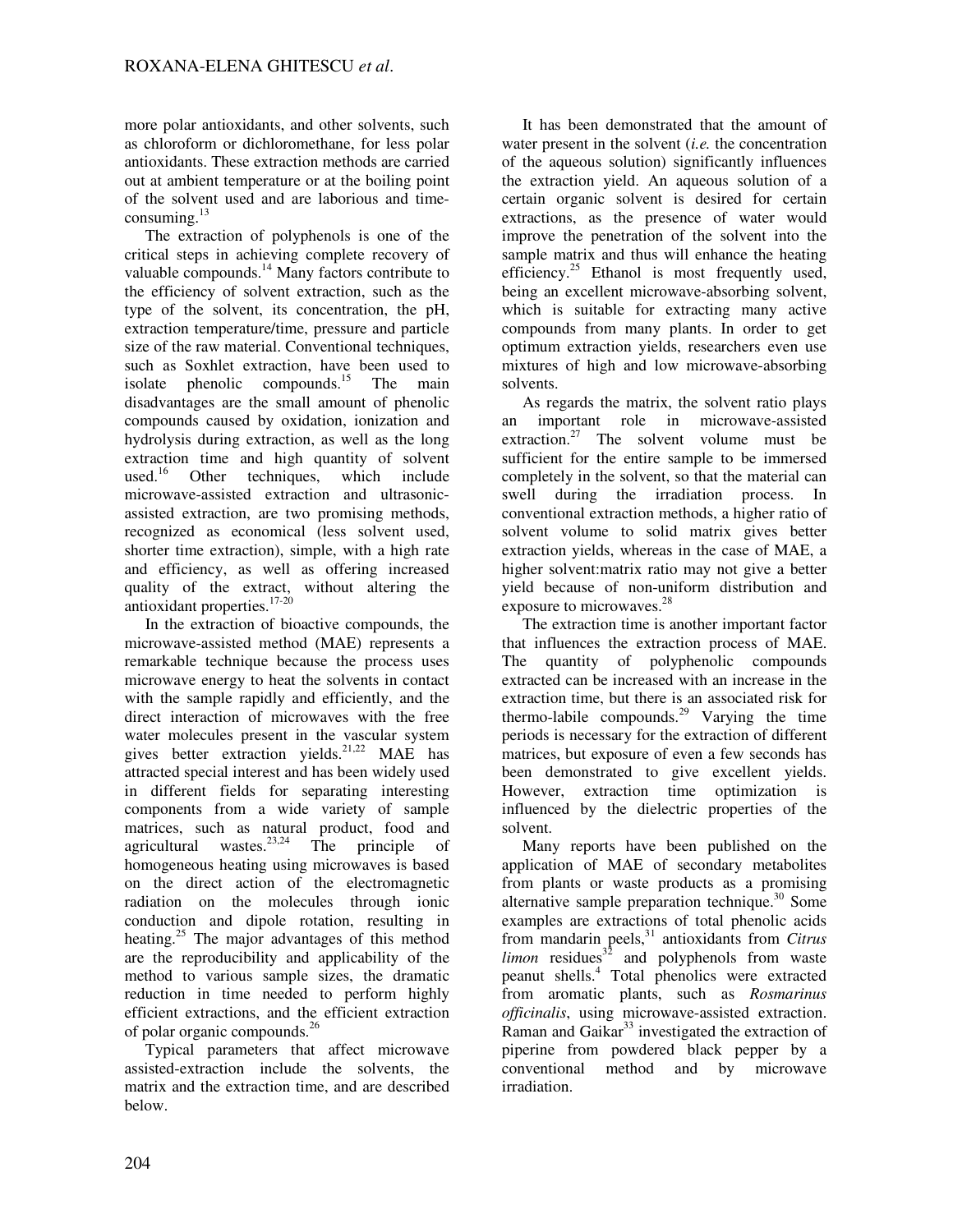more polar antioxidants, and other solvents, such as chloroform or dichloromethane, for less polar antioxidants. These extraction methods are carried out at ambient temperature or at the boiling point of the solvent used and are laborious and time-consuming.[13]

The extraction of polyphenols is one of the critical steps in achieving complete recovery of valuable compounds.[14] Many factors contribute to the efficiency of solvent extraction, such as the type of the solvent, its concentration, the pH, extraction temperature/time, pressure and particle size of the raw material. Conventional techniques, such as Soxhlet extraction, have been used to isolate phenolic compounds.[15] The main disadvantages are the small amount of phenolic compounds caused by oxidation, ionization and hydrolysis during extraction, as well as the long extraction time and high quantity of solvent used.[16] Other techniques, which include microwave-assisted extraction and ultrasonic-assisted extraction, are two promising methods, recognized as economical (less solvent used, shorter time extraction), simple, with a high rate and efficiency, as well as offering increased quality of the extract, without altering the antioxidant properties.[17-20]

In the extraction of bioactive compounds, the microwave-assisted method (MAE) represents a remarkable technique because the process uses microwave energy to heat the solvents in contact with the sample rapidly and efficiently, and the direct interaction of microwaves with the free water molecules present in the vascular system gives better extraction yields.[21,22] MAE has attracted special interest and has been widely used in different fields for separating interesting components from a wide variety of sample matrices, such as natural product, food and agricultural wastes.[23,24] The principle of homogeneous heating using microwaves is based on the direct action of the electromagnetic radiation on the molecules through ionic conduction and dipole rotation, resulting in heating.[25] The major advantages of this method are the reproducibility and applicability of the method to various sample sizes, the dramatic reduction in time needed to perform highly efficient extractions, and the efficient extraction of polar organic compounds.[26]

Typical parameters that affect microwave assisted-extraction include the solvents, the matrix and the extraction time, and are described below.

It has been demonstrated that the amount of water present in the solvent (*i.e.* the concentration of the aqueous solution) significantly influences the extraction yield. An aqueous solution of a certain organic solvent is desired for certain extractions, as the presence of water would improve the penetration of the solvent into the sample matrix and thus will enhance the heating efficiency.[25] Ethanol is most frequently used, being an excellent microwave-absorbing solvent, which is suitable for extracting many active compounds from many plants. In order to get optimum extraction yields, researchers even use mixtures of high and low microwave-absorbing solvents.

As regards the matrix, the solvent ratio plays an important role in microwave-assisted extraction.[27] The solvent volume must be sufficient for the entire sample to be immersed completely in the solvent, so that the material can swell during the irradiation process. In conventional extraction methods, a higher ratio of solvent volume to solid matrix gives better extraction yields, whereas in the case of MAE, a higher solvent:matrix ratio may not give a better yield because of non-uniform distribution and exposure to microwaves.[28]

The extraction time is another important factor that influences the extraction process of MAE. The quantity of polyphenolic compounds extracted can be increased with an increase in the extraction time, but there is an associated risk for thermo-labile compounds.[29] Varying the time periods is necessary for the extraction of different matrices, but exposure of even a few seconds has been demonstrated to give excellent yields. However, extraction time optimization is influenced by the dielectric properties of the solvent.

Many reports have been published on the application of MAE of secondary metabolites from plants or waste products as a promising alternative sample preparation technique.[30] Some examples are extractions of total phenolic acids from mandarin peels,[31] antioxidants from *Citrus limon* residues[32] and polyphenols from waste peanut shells.[4] Total phenolics were extracted from aromatic plants, such as *Rosmarinus officinalis*, using microwave-assisted extraction. Raman and Gaikar[33] investigated the extraction of piperine from powdered black pepper by a conventional method and by microwave irradiation.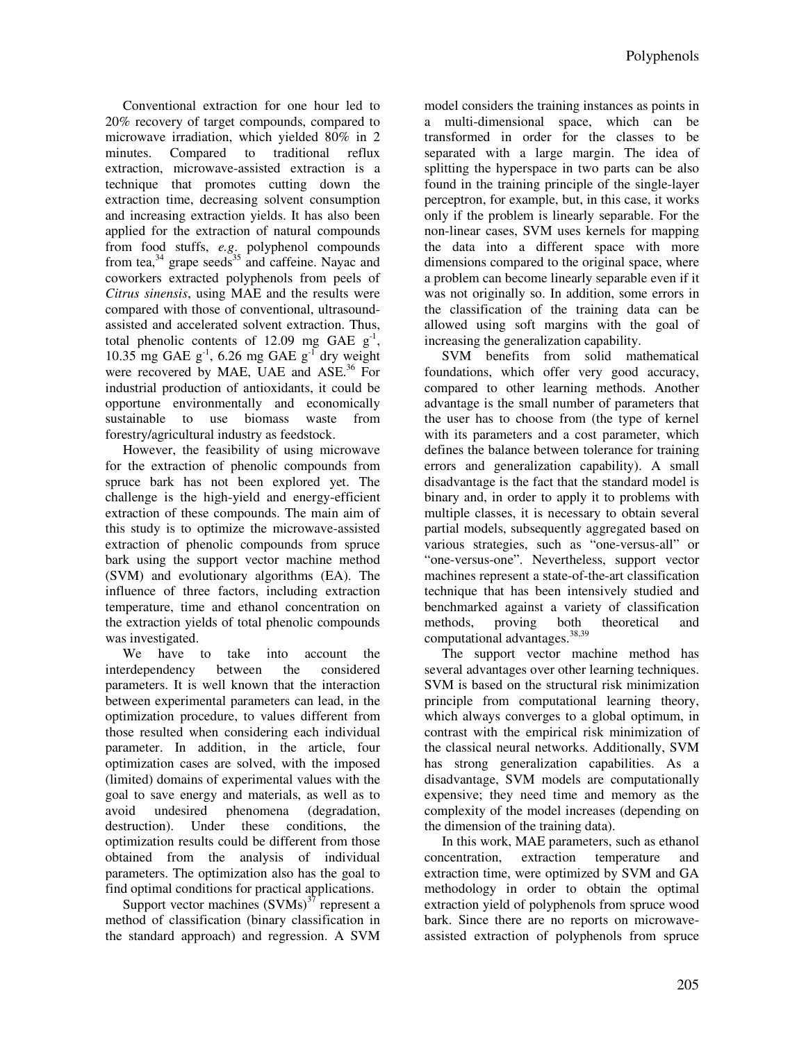Conventional extraction for one hour led to 20% recovery of target compounds, compared to microwave irradiation, which yielded 80% in 2 minutes. Compared to traditional reflux extraction, microwave-assisted extraction is a technique that promotes cutting down the extraction time, decreasing solvent consumption and increasing extraction yields. It has also been applied for the extraction of natural compounds from food stuffs, *e.g*. polyphenol compounds from tea,[34] grape seeds[35] and caffeine. Nayac and coworkers extracted polyphenols from peels of *Citrus sinensis*, using MAE and the results were compared with those of conventional, ultrasound-assisted and accelerated solvent extraction. Thus, total phenolic contents of 12.09 mg GAE $g^{-1}$, 10.35 mg GAE $g^{-1}$, 6.26 mg GAE $g^{-1}$ dry weight were recovered by MAE, UAE and ASE.[36] For industrial production of antioxidants, it could be opportune environmentally and economically sustainable to use biomass waste from forestry/agricultural industry as feedstock.

However, the feasibility of using microwave for the extraction of phenolic compounds from spruce bark has not been explored yet. The challenge is the high-yield and energy-efficient extraction of these compounds. The main aim of this study is to optimize the microwave-assisted extraction of phenolic compounds from spruce bark using the support vector machine method (SVM) and evolutionary algorithms (EA). The influence of three factors, including extraction temperature, time and ethanol concentration on the extraction yields of total phenolic compounds was investigated.

We have to take into account the interdependency between the considered parameters. It is well known that the interaction between experimental parameters can lead, in the optimization procedure, to values different from those resulted when considering each individual parameter. In addition, in the article, four optimization cases are solved, with the imposed (limited) domains of experimental values with the goal to save energy and materials, as well as to avoid undesired phenomena (degradation, destruction). Under these conditions, the optimization results could be different from those obtained from the analysis of individual parameters. The optimization also has the goal to find optimal conditions for practical applications.

Support vector machines (SVMs)[37] represent a method of classification (binary classification in the standard approach) and regression. A SVM model considers the training instances as points in a multi-dimensional space, which can be transformed in order for the classes to be separated with a large margin. The idea of splitting the hyperspace in two parts can be also found in the training principle of the single-layer perceptron, for example, but, in this case, it works only if the problem is linearly separable. For the non-linear cases, SVM uses kernels for mapping the data into a different space with more dimensions compared to the original space, where a problem can become linearly separable even if it was not originally so. In addition, some errors in the classification of the training data can be allowed using soft margins with the goal of increasing the generalization capability.

SVM benefits from solid mathematical foundations, which offer very good accuracy, compared to other learning methods. Another advantage is the small number of parameters that the user has to choose from (the type of kernel with its parameters and a cost parameter, which defines the balance between tolerance for training errors and generalization capability). A small disadvantage is the fact that the standard model is binary and, in order to apply it to problems with multiple classes, it is necessary to obtain several partial models, subsequently aggregated based on various strategies, such as "one-versus-all" or "one-versus-one". Nevertheless, support vector machines represent a state-of-the-art classification technique that has been intensively studied and benchmarked against a variety of classification methods, proving both theoretical and computational advantages.[38,39]

The support vector machine method has several advantages over other learning techniques. SVM is based on the structural risk minimization principle from computational learning theory, which always converges to a global optimum, in contrast with the empirical risk minimization of the classical neural networks. Additionally, SVM has strong generalization capabilities. As a disadvantage, SVM models are computationally expensive; they need time and memory as the complexity of the model increases (depending on the dimension of the training data).

In this work, MAE parameters, such as ethanol concentration, extraction temperature and extraction time, were optimized by SVM and GA methodology in order to obtain the optimal extraction yield of polyphenols from spruce wood bark. Since there are no reports on microwave-assisted extraction of polyphenols from spruce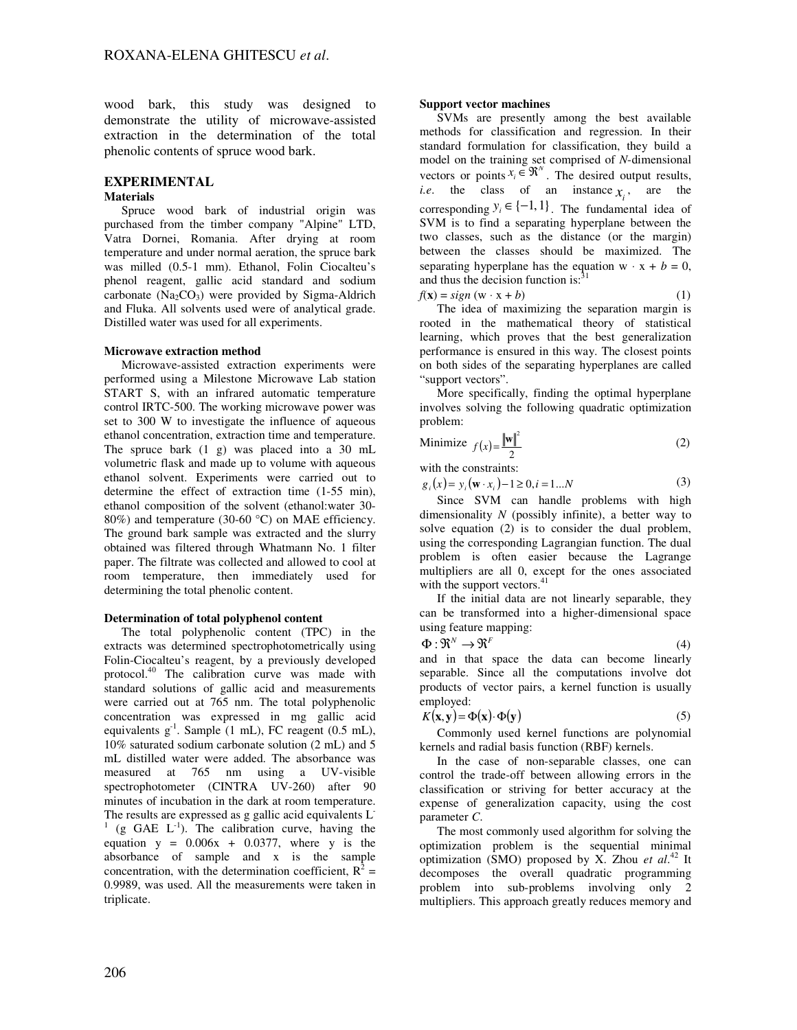wood bark, this study was designed to demonstrate the utility of microwave-assisted extraction in the determination of the total phenolic contents of spruce wood bark.

## EXPERIMENTAL

### Materials

Spruce wood bark of industrial origin was purchased from the timber company "Alpine" LTD, Vatra Dornei, Romania. After drying at room temperature and under normal aeration, the spruce bark was milled (0.5-1 mm). Ethanol, Folin Ciocalteu's phenol reagent, gallic acid standard and sodium carbonate ($Na_2CO_3$) were provided by Sigma-Aldrich and Fluka. All solvents used were of analytical grade. Distilled water was used for all experiments.

### Microwave extraction method

Microwave-assisted extraction experiments were performed using a Milestone Microwave Lab station START S, with an infrared automatic temperature control IRTC-500. The working microwave power was set to 300 W to investigate the influence of aqueous ethanol concentration, extraction time and temperature. The spruce bark (1 g) was placed into a 30 mL volumetric flask and made up to volume with aqueous ethanol solvent. Experiments were carried out to determine the effect of extraction time (1-55 min), ethanol composition of the solvent (ethanol:water 30-80%) and temperature (30-60 °C) on MAE efficiency. The ground bark sample was extracted and the slurry obtained was filtered through Whatmann No. 1 filter paper. The filtrate was collected and allowed to cool at room temperature, then immediately used for determining the total phenolic content.

### Determination of total polyphenol content

The total polyphenolic content (TPC) in the extracts was determined spectrophotometrically using Folin-Ciocalteu's reagent, by a previously developed protocol.[40] The calibration curve was made with standard solutions of gallic acid and measurements were carried out at 765 nm. The total polyphenolic concentration was expressed in mg gallic acid equivalents $g^{-1}$. Sample (1 mL), FC reagent (0.5 mL), 10% saturated sodium carbonate solution (2 mL) and 5 mL distilled water were added. The absorbance was measured at 765 nm using a UV-visible spectrophotometer (CINTRA UV-260) after 90 minutes of incubation in the dark at room temperature. The results are expressed as g gallic acid equivalents $L^{-1}$ (g GAE $L^{-1}$). The calibration curve, having the equation y = 0.006x + 0.0377, where y is the absorbance of sample and x is the sample concentration, with the determination coefficient, $R^2 = 0.9989$, was used. All the measurements were taken in triplicate.

### Support vector machines

SVMs are presently among the best available methods for classification and regression. In their standard formulation for classification, they build a model on the training set comprised of *N*-dimensional vectors or points $x_i \in \Re^N$. The desired output results, *i.e.* the class of an instance $x_i$, are the corresponding $y_i \in \{-1, 1\}$. The fundamental idea of SVM is to find a separating hyperplane between the two classes, such as the distance (or the margin) between the classes should be maximized. The separating hyperplane has the equation $w \cdot x + b = 0$, and thus the decision function is:[31]

$$f(\mathbf{x}) = sign\,(\mathrm{w} \cdot \mathrm{x} + b) \tag{1}$$

The idea of maximizing the separation margin is rooted in the mathematical theory of statistical learning, which proves that the best generalization performance is ensured in this way. The closest points on both sides of the separating hyperplanes are called "support vectors".

More specifically, finding the optimal hyperplane involves solving the following quadratic optimization problem:

$$\text{Minimize } f(x) = \frac{\|\mathbf{w}\|^2}{2} \tag{2}$$

with the constraints:

$$g_i(x) = y_i(\mathbf{w} \cdot x_i) - 1 \geq 0, i = 1...N \tag{3}$$

Since SVM can handle problems with high dimensionality *N* (possibly infinite), a better way to solve equation (2) is to consider the dual problem, using the corresponding Lagrangian function. The dual problem is often easier because the Lagrange multipliers are all 0, except for the ones associated with the support vectors.[41]

If the initial data are not linearly separable, they can be transformed into a higher-dimensional space using feature mapping:

$$\Phi : \Re^N \rightarrow \Re^F \tag{4}$$

and in that space the data can become linearly separable. Since all the computations involve dot products of vector pairs, a kernel function is usually employed:

$$K(\mathbf{x}, \mathbf{y}) = \Phi(\mathbf{x}) \cdot \Phi(\mathbf{y}) \tag{5}$$

Commonly used kernel functions are polynomial kernels and radial basis function (RBF) kernels.

In the case of non-separable classes, one can control the trade-off between allowing errors in the classification or striving for better accuracy at the expense of generalization capacity, using the cost parameter *C*.

The most commonly used algorithm for solving the optimization problem is the sequential minimal optimization (SMO) proposed by X. Zhou *et al*.[42] It decomposes the overall quadratic programming problem into sub-problems involving only 2 multipliers. This approach greatly reduces memory and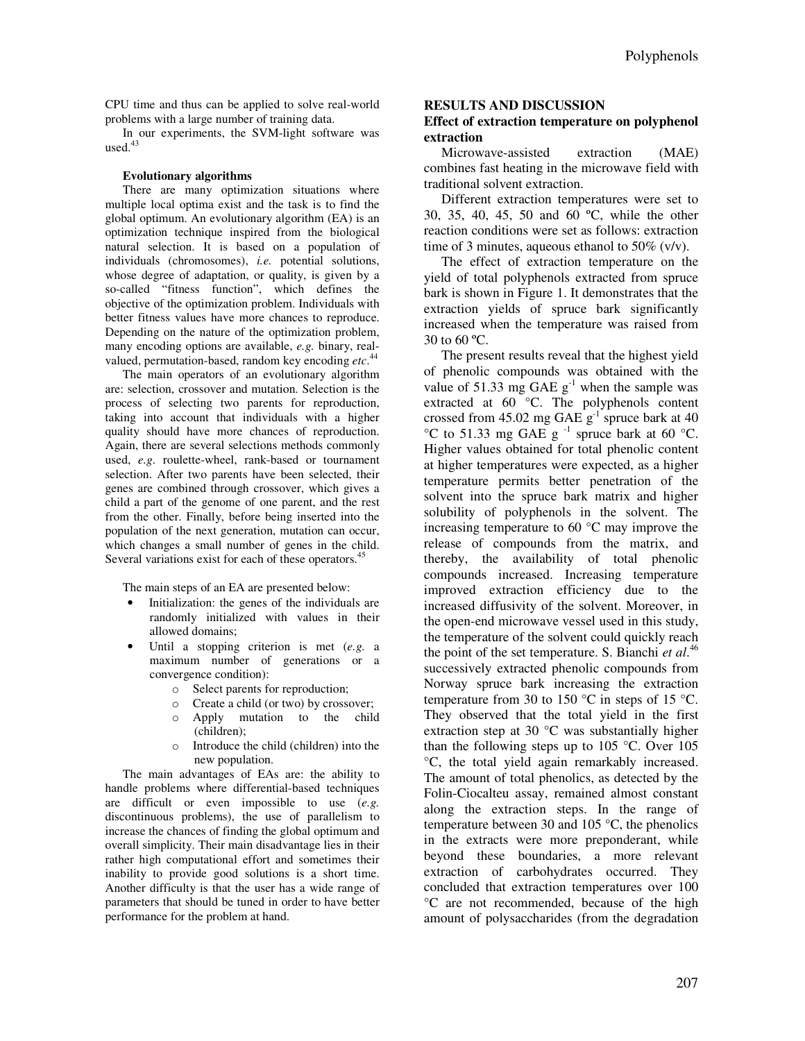CPU time and thus can be applied to solve real-world problems with a large number of training data.

In our experiments, the SVM-light software was used.[43]

**Evolutionary algorithms**

There are many optimization situations where multiple local optima exist and the task is to find the global optimum. An evolutionary algorithm (EA) is an optimization technique inspired from the biological natural selection. It is based on a population of individuals (chromosomes), *i.e.* potential solutions, whose degree of adaptation, or quality, is given by a so-called "fitness function", which defines the objective of the optimization problem. Individuals with better fitness values have more chances to reproduce. Depending on the nature of the optimization problem, many encoding options are available, *e.g.* binary, real-valued, permutation-based, random key encoding *etc*.[44]

The main operators of an evolutionary algorithm are: selection, crossover and mutation. Selection is the process of selecting two parents for reproduction, taking into account that individuals with a higher quality should have more chances of reproduction. Again, there are several selections methods commonly used, *e.g*. roulette-wheel, rank-based or tournament selection. After two parents have been selected, their genes are combined through crossover, which gives a child a part of the genome of one parent, and the rest from the other. Finally, before being inserted into the population of the next generation, mutation can occur, which changes a small number of genes in the child. Several variations exist for each of these operators.[45]

The main steps of an EA are presented below:

- Initialization: the genes of the individuals are randomly initialized with values in their allowed domains;
- Until a stopping criterion is met (*e.g.* a maximum number of generations or a convergence condition):
  - Select parents for reproduction;
  - Create a child (or two) by crossover;
  - Apply mutation to the child (children);
  - Introduce the child (children) into the new population.

The main advantages of EAs are: the ability to handle problems where differential-based techniques are difficult or even impossible to use (*e.g.* discontinuous problems), the use of parallelism to increase the chances of finding the global optimum and overall simplicity. Their main disadvantage lies in their rather high computational effort and sometimes their inability to provide good solutions is a short time. Another difficulty is that the user has a wide range of parameters that should be tuned in order to have better performance for the problem at hand.

## RESULTS AND DISCUSSION

### Effect of extraction temperature on polyphenol extraction

Microwave-assisted extraction (MAE) combines fast heating in the microwave field with traditional solvent extraction.

Different extraction temperatures were set to 30, 35, 40, 45, 50 and 60 ºC, while the other reaction conditions were set as follows: extraction time of 3 minutes, aqueous ethanol to 50% (v/v).

The effect of extraction temperature on the yield of total polyphenols extracted from spruce bark is shown in Figure 1. It demonstrates that the extraction yields of spruce bark significantly increased when the temperature was raised from 30 to 60 ºC.

The present results reveal that the highest yield of phenolic compounds was obtained with the value of 51.33 mg GAE $g^{-1}$ when the sample was extracted at 60 °C. The polyphenols content crossed from 45.02 mg GAE $g^{-1}$ spruce bark at 40 °C to 51.33 mg GAE $g^{-1}$ spruce bark at 60 °C. Higher values obtained for total phenolic content at higher temperatures were expected, as a higher temperature permits better penetration of the solvent into the spruce bark matrix and higher solubility of polyphenols in the solvent. The increasing temperature to 60 °C may improve the release of compounds from the matrix, and thereby, the availability of total phenolic compounds increased. Increasing temperature improved extraction efficiency due to the increased diffusivity of the solvent. Moreover, in the open-end microwave vessel used in this study, the temperature of the solvent could quickly reach the point of the set temperature. S. Bianchi *et al.*[46] successively extracted phenolic compounds from Norway spruce bark increasing the extraction temperature from 30 to 150 °C in steps of 15 °C. They observed that the total yield in the first extraction step at 30 °C was substantially higher than the following steps up to 105 °C. Over 105 °C, the total yield again remarkably increased. The amount of total phenolics, as detected by the Folin-Ciocalteu assay, remained almost constant along the extraction steps. In the range of temperature between 30 and 105 °C, the phenolics in the extracts were more preponderant, while beyond these boundaries, a more relevant extraction of carbohydrates occurred. They concluded that extraction temperatures over 100 °C are not recommended, because of the high amount of polysaccharides (from the degradation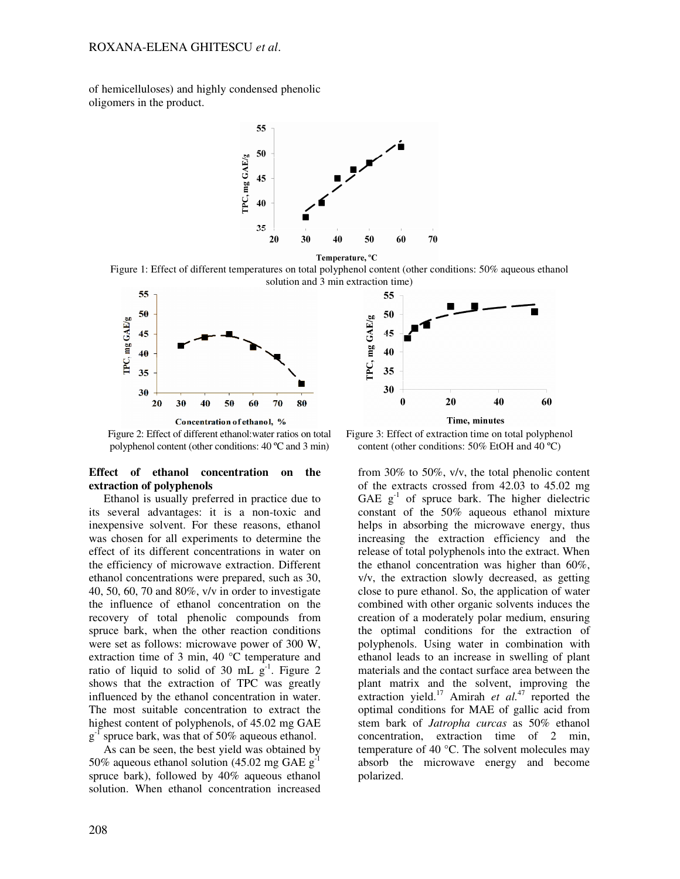of hemicelluloses) and highly condensed phenolic oligomers in the product.

Figure 1: Effect of different temperatures on total polyphenol content (other conditions: 50% aqueous ethanol solution and 3 min extraction time)

Figure 2: Effect of different ethanol:water ratios on total polyphenol content (other conditions: 40 ºC and 3 min)

Figure 3: Effect of extraction time on total polyphenol content (other conditions: 50% EtOH and 40 ºC)

**Effect of ethanol concentration on the extraction of polyphenols**

Ethanol is usually preferred in practice due to its several advantages: it is a non-toxic and inexpensive solvent. For these reasons, ethanol was chosen for all experiments to determine the effect of its different concentrations in water on the efficiency of microwave extraction. Different ethanol concentrations were prepared, such as 30, 40, 50, 60, 70 and 80%, v/v in order to investigate the influence of ethanol concentration on the recovery of total phenolic compounds from spruce bark, when the other reaction conditions were set as follows: microwave power of 300 W, extraction time of 3 min, 40 °C temperature and ratio of liquid to solid of 30 mL $g^{-1}$. Figure 2 shows that the extraction of TPC was greatly influenced by the ethanol concentration in water. The most suitable concentration to extract the highest content of polyphenols, of 45.02 mg GAE $g^{-1}$ spruce bark, was that of 50% aqueous ethanol.

As can be seen, the best yield was obtained by 50% aqueous ethanol solution (45.02 mg GAE $g^{-1}$ spruce bark), followed by 40% aqueous ethanol solution. When ethanol concentration increased from 30% to 50%, v/v, the total phenolic content of the extracts crossed from 42.03 to 45.02 mg GAE $g^{-1}$ of spruce bark. The higher dielectric constant of the 50% aqueous ethanol mixture helps in absorbing the microwave energy, thus increasing the extraction efficiency and the release of total polyphenols into the extract. When the ethanol concentration was higher than 60%, v/v, the extraction slowly decreased, as getting close to pure ethanol. So, the application of water combined with other organic solvents induces the creation of a moderately polar medium, ensuring the optimal conditions for the extraction of polyphenols. Using water in combination with ethanol leads to an increase in swelling of plant materials and the contact surface area between the plant matrix and the solvent, improving the extraction yield.[17] Amirah *et al.*[47] reported the optimal conditions for MAE of gallic acid from stem bark of *Jatropha curcas* as 50% ethanol concentration, extraction time of 2 min, temperature of 40 °C. The solvent molecules may absorb the microwave energy and become polarized.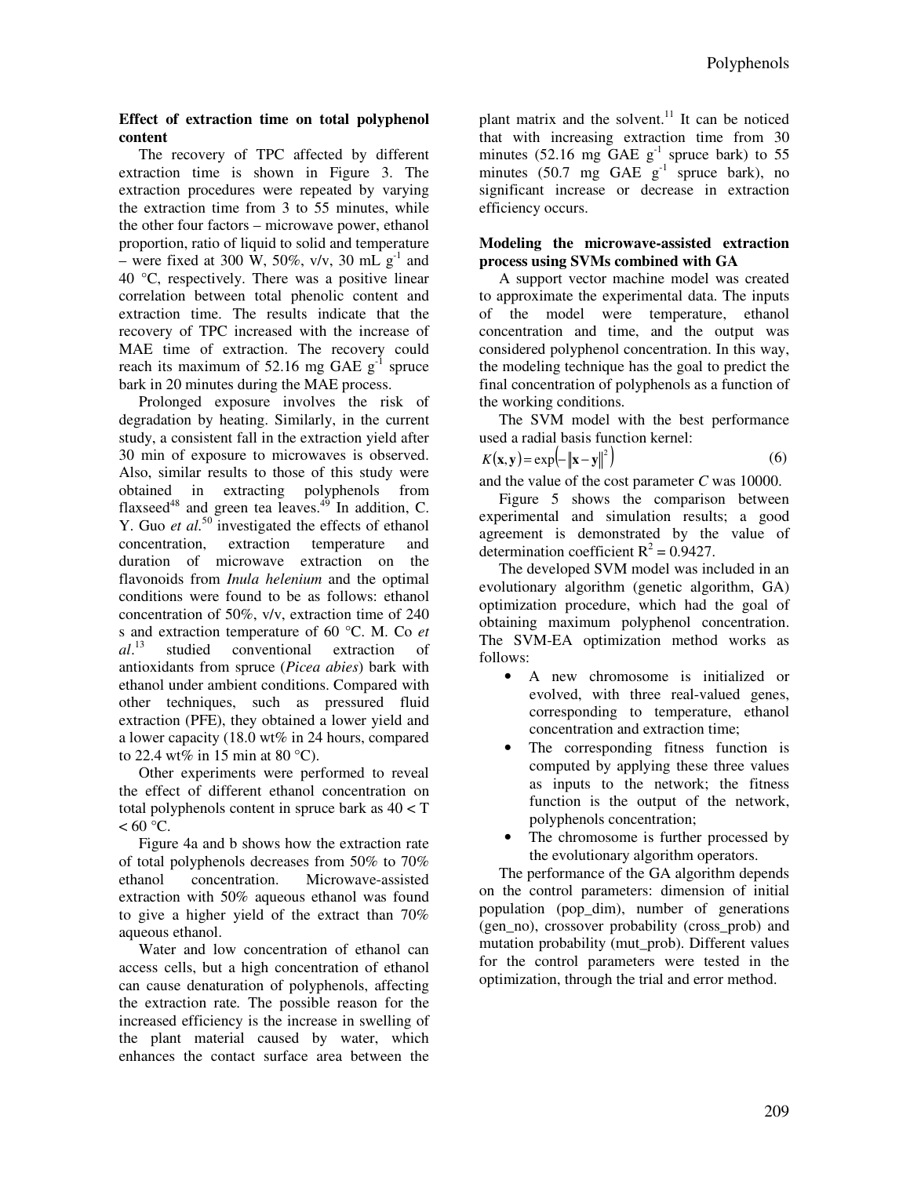### Effect of extraction time on total polyphenol content

The recovery of TPC affected by different extraction time is shown in Figure 3. The extraction procedures were repeated by varying the extraction time from 3 to 55 minutes, while the other four factors – microwave power, ethanol proportion, ratio of liquid to solid and temperature – were fixed at 300 W, 50%, v/v, 30 mL $g^{-1}$ and 40 °C, respectively. There was a positive linear correlation between total phenolic content and extraction time. The results indicate that the recovery of TPC increased with the increase of MAE time of extraction. The recovery could reach its maximum of 52.16 mg GAE $g^{-1}$ spruce bark in 20 minutes during the MAE process.

Prolonged exposure involves the risk of degradation by heating. Similarly, in the current study, a consistent fall in the extraction yield after 30 min of exposure to microwaves is observed. Also, similar results to those of this study were obtained in extracting polyphenols from flaxseed[48] and green tea leaves.[49] In addition, C. Y. Guo *et al*.[50] investigated the effects of ethanol concentration, extraction temperature and duration of microwave extraction on the flavonoids from *Inula helenium* and the optimal conditions were found to be as follows: ethanol concentration of 50%, v/v, extraction time of 240 s and extraction temperature of 60 °C. M. Co *et al*.[13] studied conventional extraction of antioxidants from spruce (*Picea abies*) bark with ethanol under ambient conditions. Compared with other techniques, such as pressured fluid extraction (PFE), they obtained a lower yield and a lower capacity (18.0 wt% in 24 hours, compared to 22.4 wt% in 15 min at 80 °C).

Other experiments were performed to reveal the effect of different ethanol concentration on total polyphenols content in spruce bark as $40 < T < 60$ °C.

Figure 4a and b shows how the extraction rate of total polyphenols decreases from 50% to 70% ethanol concentration. Microwave-assisted extraction with 50% aqueous ethanol was found to give a higher yield of the extract than 70% aqueous ethanol.

Water and low concentration of ethanol can access cells, but a high concentration of ethanol can cause denaturation of polyphenols, affecting the extraction rate. The possible reason for the increased efficiency is the increase in swelling of the plant material caused by water, which enhances the contact surface area between the plant matrix and the solvent.[11] It can be noticed that with increasing extraction time from 30 minutes (52.16 mg GAE $g^{-1}$ spruce bark) to 55 minutes (50.7 mg GAE $g^{-1}$ spruce bark), no significant increase or decrease in extraction efficiency occurs.

### Modeling the microwave-assisted extraction process using SVMs combined with GA

A support vector machine model was created to approximate the experimental data. The inputs of the model were temperature, ethanol concentration and time, and the output was considered polyphenol concentration. In this way, the modeling technique has the goal to predict the final concentration of polyphenols as a function of the working conditions.

The SVM model with the best performance used a radial basis function kernel:

$$K(\mathbf{x}, \mathbf{y}) = \exp\left(-\|\mathbf{x} - \mathbf{y}\|^2\right) \tag{6}$$

and the value of the cost parameter *C* was 10000.

Figure 5 shows the comparison between experimental and simulation results; a good agreement is demonstrated by the value of determination coefficient $R^2 = 0.9427$.

The developed SVM model was included in an evolutionary algorithm (genetic algorithm, GA) optimization procedure, which had the goal of obtaining maximum polyphenol concentration. The SVM-EA optimization method works as follows:

- A new chromosome is initialized or evolved, with three real-valued genes, corresponding to temperature, ethanol concentration and extraction time;
- The corresponding fitness function is computed by applying these three values as inputs to the network; the fitness function is the output of the network, polyphenols concentration;
- The chromosome is further processed by the evolutionary algorithm operators.

The performance of the GA algorithm depends on the control parameters: dimension of initial population (pop_dim), number of generations (gen_no), crossover probability (cross_prob) and mutation probability (mut_prob). Different values for the control parameters were tested in the optimization, through the trial and error method.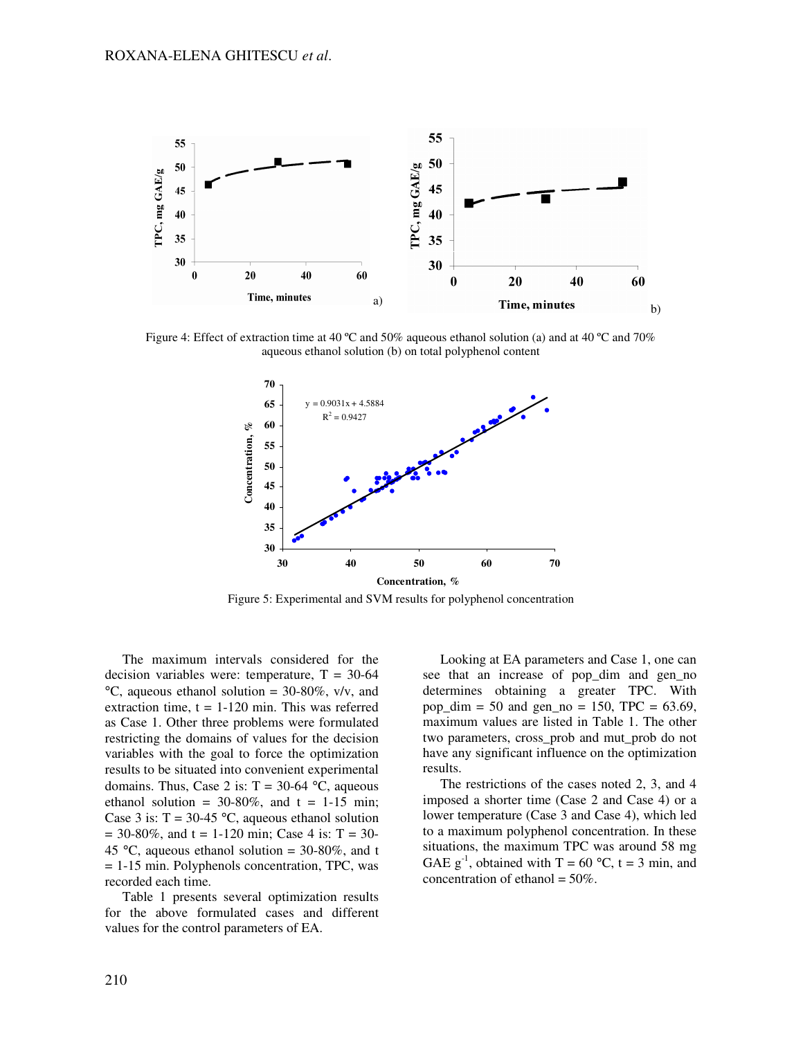Figure 4: Effect of extraction time at 40 °C and 50% aqueous ethanol solution (a) and at 40 °C and 70% aqueous ethanol solution (b) on total polyphenol content

Figure 5: Experimental and SVM results for polyphenol concentration

The maximum intervals considered for the decision variables were: temperature, T = 30-64 °C, aqueous ethanol solution = 30-80%, v/v, and extraction time, t = 1-120 min. This was referred as Case 1. Other three problems were formulated restricting the domains of values for the decision variables with the goal to force the optimization results to be situated into convenient experimental domains. Thus, Case 2 is: T = 30-64 °C, aqueous ethanol solution = 30-80%, and t = 1-15 min; Case 3 is: T = 30-45 °C, aqueous ethanol solution = 30-80%, and t = 1-120 min; Case 4 is: T = 30-45 °C, aqueous ethanol solution = 30-80%, and t = 1-15 min. Polyphenols concentration, TPC, was recorded each time.

Table 1 presents several optimization results for the above formulated cases and different values for the control parameters of EA.

Looking at EA parameters and Case 1, one can see that an increase of pop_dim and gen_no determines obtaining a greater TPC. With pop_dim = 50 and gen_no = 150, TPC = 63.69, maximum values are listed in Table 1. The other two parameters, cross_prob and mut_prob do not have any significant influence on the optimization results.

The restrictions of the cases noted 2, 3, and 4 imposed a shorter time (Case 2 and Case 4) or a lower temperature (Case 3 and Case 4), which led to a maximum polyphenol concentration. In these situations, the maximum TPC was around 58 mg GAE $g^{-1}$, obtained with T = 60 °C, t = 3 min, and concentration of ethanol = 50%.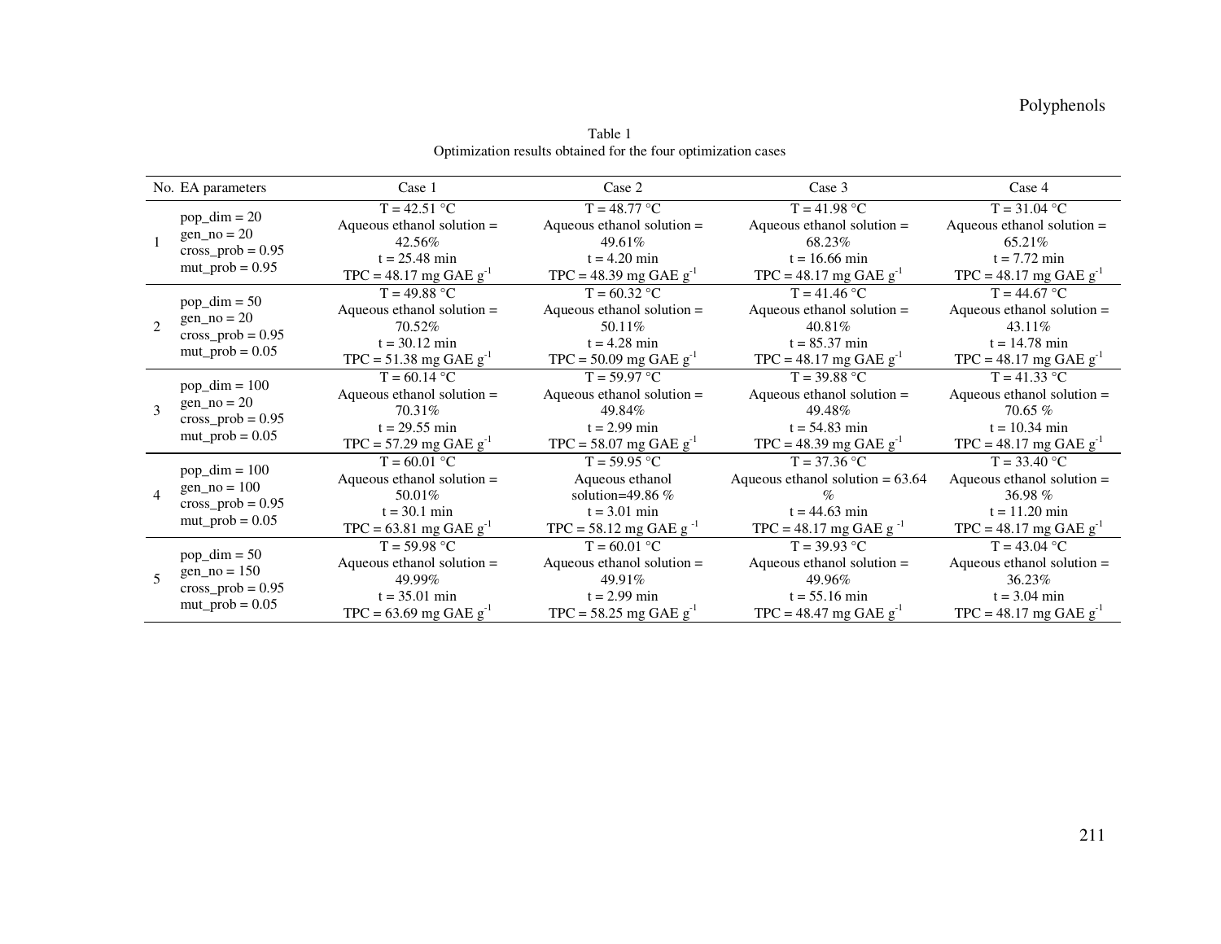Table 1
Optimization results obtained for the four optimization cases

| No. | EA parameters | Case 1 | Case 2 | Case 3 | Case 4 |
|---|---|---|---|---|---|
| 1 | pop_dim = 20<br>gen_no = 20<br>cross_prob = 0.95<br>mut_prob = 0.95 | T = 42.51 °C<br>Aqueous ethanol solution = 42.56%<br>t = 25.48 min<br>TPC = 48.17 mg GAE $g^{-1}$ | T = 48.77 °C<br>Aqueous ethanol solution = 49.61%<br>t = 4.20 min<br>TPC = 48.39 mg GAE $g^{-1}$ | T = 41.98 °C<br>Aqueous ethanol solution = 68.23%<br>t = 16.66 min<br>TPC = 48.17 mg GAE $g^{-1}$ | T = 31.04 °C<br>Aqueous ethanol solution = 65.21%<br>t = 7.72 min<br>TPC = 48.17 mg GAE $g^{-1}$ |
| 2 | pop_dim = 50<br>gen_no = 20<br>cross_prob = 0.95<br>mut_prob = 0.05 | T = 49.88 °C<br>Aqueous ethanol solution = 70.52%<br>t = 30.12 min<br>TPC = 51.38 mg GAE $g^{-1}$ | T = 60.32 °C<br>Aqueous ethanol solution = 50.11%<br>t = 4.28 min<br>TPC = 50.09 mg GAE $g^{-1}$ | T = 41.46 °C<br>Aqueous ethanol solution = 40.81%<br>t = 85.37 min<br>TPC = 48.17 mg GAE $g^{-1}$ | T = 44.67 °C<br>Aqueous ethanol solution = 43.11%<br>t = 14.78 min<br>TPC = 48.17 mg GAE $g^{-1}$ |
| 3 | pop_dim = 100<br>gen_no = 20<br>cross_prob = 0.95<br>mut_prob = 0.05 | T = 60.14 °C<br>Aqueous ethanol solution = 70.31%<br>t = 29.55 min<br>TPC = 57.29 mg GAE $g^{-1}$ | T = 59.97 °C<br>Aqueous ethanol solution = 49.84%<br>t = 2.99 min<br>TPC = 58.07 mg GAE $g^{-1}$ | T = 39.88 °C<br>Aqueous ethanol solution = 49.48%<br>t = 54.83 min<br>TPC = 48.39 mg GAE $g^{-1}$ | T = 41.33 °C<br>Aqueous ethanol solution = 70.65 %<br>t = 10.34 min<br>TPC = 48.17 mg GAE $g^{-1}$ |
| 4 | pop_dim = 100<br>gen_no = 100<br>cross_prob = 0.95<br>mut_prob = 0.05 | T = 60.01 °C<br>Aqueous ethanol solution = 50.01%<br>t = 30.1 min<br>TPC = 63.81 mg GAE $g^{-1}$ | T = 59.95 °C<br>Aqueous ethanol solution=49.86 %<br>t = 3.01 min<br>TPC = 58.12 mg GAE $g^{-1}$ | T = 37.36 °C<br>Aqueous ethanol solution = 63.64 %<br>t = 44.63 min<br>TPC = 48.17 mg GAE $g^{-1}$ | T = 33.40 °C<br>Aqueous ethanol solution = 36.98 %<br>t = 11.20 min<br>TPC = 48.17 mg GAE $g^{-1}$ |
| 5 | pop_dim = 50<br>gen_no = 150<br>cross_prob = 0.95<br>mut_prob = 0.05 | T = 59.98 °C<br>Aqueous ethanol solution = 49.99%<br>t = 35.01 min<br>TPC = 63.69 mg GAE $g^{-1}$ | T = 60.01 °C<br>Aqueous ethanol solution = 49.91%<br>t = 2.99 min<br>TPC = 58.25 mg GAE $g^{-1}$ | T = 39.93 °C<br>Aqueous ethanol solution = 49.96%<br>t = 55.16 min<br>TPC = 48.47 mg GAE $g^{-1}$ | T = 43.04 °C<br>Aqueous ethanol solution = 36.23%<br>t = 3.04 min<br>TPC = 48.17 mg GAE $g^{-1}$ |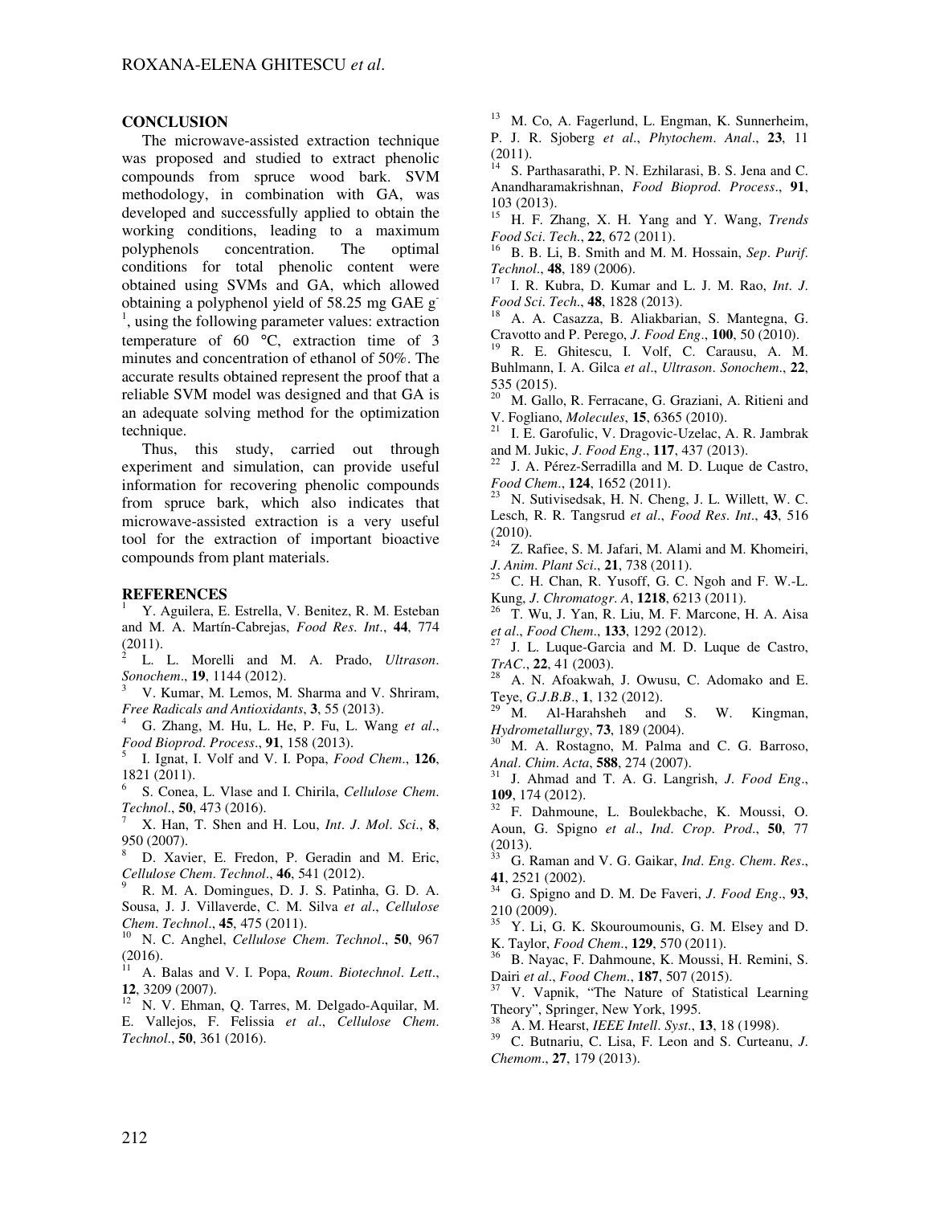## CONCLUSION

The microwave-assisted extraction technique was proposed and studied to extract phenolic compounds from spruce wood bark. SVM methodology, in combination with GA, was developed and successfully applied to obtain the working conditions, leading to a maximum polyphenols concentration. The optimal conditions for total phenolic content were obtained using SVMs and GA, which allowed obtaining a polyphenol yield of 58.25 mg GAE $g^{-1}$, using the following parameter values: extraction temperature of 60 °C, extraction time of 3 minutes and concentration of ethanol of 50%. The accurate results obtained represent the proof that a reliable SVM model was designed and that GA is an adequate solving method for the optimization technique.

Thus, this study, carried out through experiment and simulation, can provide useful information for recovering phenolic compounds from spruce bark, which also indicates that microwave-assisted extraction is a very useful tool for the extraction of important bioactive compounds from plant materials.

## REFERENCES

[1] Y. Aguilera, E. Estrella, V. Benitez, R. M. Esteban and M. A. Martín-Cabrejas, *Food Res. Int.*, **44**, 774 (2011).

[2] L. L. Morelli and M. A. Prado, *Ultrason. Sonochem.*, **19**, 1144 (2012).

[3] V. Kumar, M. Lemos, M. Sharma and V. Shriram, *Free Radicals and Antioxidants*, **3**, 55 (2013).

[4] G. Zhang, M. Hu, L. He, P. Fu, L. Wang *et al.*, *Food Bioprod. Process.*, **91**, 158 (2013).

[5] I. Ignat, I. Volf and V. I. Popa, *Food Chem.*, **126**, 1821 (2011).

[6] S. Conea, L. Vlase and I. Chirila, *Cellulose Chem. Technol.*, **50**, 473 (2016).

[7] X. Han, T. Shen and H. Lou, *Int. J. Mol. Sci.*, **8**, 950 (2007).

[8] D. Xavier, E. Fredon, P. Geradin and M. Eric, *Cellulose Chem. Technol.*, **46**, 541 (2012).

[9] R. M. A. Domingues, D. J. S. Patinha, G. D. A. Sousa, J. J. Villaverde, C. M. Silva *et al.*, *Cellulose Chem. Technol.*, **45**, 475 (2011).

[10] N. C. Anghel, *Cellulose Chem. Technol.*, **50**, 967 (2016).

[11] A. Balas and V. I. Popa, *Roum. Biotechnol. Lett.*, **12**, 3209 (2007).

[12] N. V. Ehman, Q. Tarres, M. Delgado-Aquilar, M. E. Vallejos, F. Felissia *et al.*, *Cellulose Chem. Technol.*, **50**, 361 (2016).

[13] M. Co, A. Fagerlund, L. Engman, K. Sunnerheim, P. J. R. Sjoberg *et al.*, *Phytochem. Anal.*, **23**, 11 (2011).

[14] S. Parthasarathi, P. N. Ezhilarasi, B. S. Jena and C. Anandharamakrishnan, *Food Bioprod. Process.*, **91**, 103 (2013).

[15] H. F. Zhang, X. H. Yang and Y. Wang, *Trends Food Sci. Tech.*, **22**, 672 (2011).

[16] B. B. Li, B. Smith and M. M. Hossain, *Sep. Purif. Technol.*, **48**, 189 (2006).

[17] I. R. Kubra, D. Kumar and L. J. M. Rao, *Int. J. Food Sci. Tech.*, **48**, 1828 (2013).

[18] A. A. Casazza, B. Aliakbarian, S. Mantegna, G. Cravotto and P. Perego, *J. Food Eng.*, **100**, 50 (2010).

[19] R. E. Ghitescu, I. Volf, C. Carausu, A. M. Buhlmann, I. A. Gilca *et al.*, *Ultrason. Sonochem.*, **22**, 535 (2015).

[20] M. Gallo, R. Ferracane, G. Graziani, A. Ritieni and V. Fogliano, *Molecules*, **15**, 6365 (2010).

[21] I. E. Garofulic, V. Dragovic-Uzelac, A. R. Jambrak and M. Jukic, *J. Food Eng.*, **117**, 437 (2013).

[22] J. A. Pérez-Serradilla and M. D. Luque de Castro, *Food Chem.*, **124**, 1652 (2011).

[23] N. Sutivisedsak, H. N. Cheng, J. L. Willett, W. C. Lesch, R. R. Tangsrud *et al.*, *Food Res. Int.*, **43**, 516 (2010).

[24] Z. Rafiee, S. M. Jafari, M. Alami and M. Khomeiri, *J. Anim. Plant Sci.*, **21**, 738 (2011).

[25] C. H. Chan, R. Yusoff, G. C. Ngoh and F. W.-L. Kung, *J. Chromatogr. A*, **1218**, 6213 (2011).

[26] T. Wu, J. Yan, R. Liu, M. F. Marcone, H. A. Aisa *et al.*, *Food Chem.*, **133**, 1292 (2012).

[27] J. L. Luque-Garcia and M. D. Luque de Castro, *TrAC.*, **22**, 41 (2003).

[28] A. N. Afoakwah, J. Owusu, C. Adomako and E. Teye, *G.J.B.B.*, **1**, 132 (2012).

[29] M. Al-Harahsheh and S. W. Kingman, *Hydrometallurgy*, **73**, 189 (2004).

[30] M. A. Rostagno, M. Palma and C. G. Barroso, *Anal. Chim. Acta*, **588**, 274 (2007).

[31] J. Ahmad and T. A. G. Langrish, *J. Food Eng.*, **109**, 174 (2012).

[32] F. Dahmoune, L. Boulekbache, K. Moussi, O. Aoun, G. Spigno *et al.*, *Ind. Crop. Prod.*, **50**, 77 (2013).

[33] G. Raman and V. G. Gaikar, *Ind. Eng. Chem. Res.*, **41**, 2521 (2002).

[34] G. Spigno and D. M. De Faveri, *J. Food Eng.*, **93**, 210 (2009).

[35] Y. Li, G. K. Skouroumounis, G. M. Elsey and D. K. Taylor, *Food Chem.*, **129**, 570 (2011).

[36] B. Nayac, F. Dahmoune, K. Moussi, H. Remini, S. Dairi *et al.*, *Food Chem.*, **187**, 507 (2015).

[37] V. Vapnik, "The Nature of Statistical Learning Theory", Springer, New York, 1995.

[38] A. M. Hearst, *IEEE Intell. Syst.*, **13**, 18 (1998).

[39] C. Butnariu, C. Lisa, F. Leon and S. Curteanu, *J. Chemom.*, **27**, 179 (2013).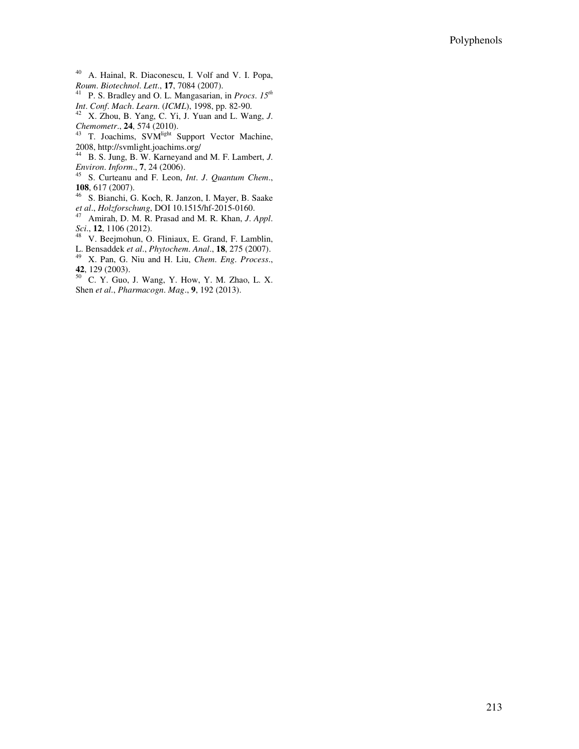[40] A. Hainal, R. Diaconescu, I. Volf and V. I. Popa, *Roum. Biotechnol. Lett.*, **17**, 7084 (2007).

[41] P. S. Bradley and O. L. Mangasarian, in *Procs. 15th Int. Conf. Mach. Learn.* (*ICML*), 1998, pp. 82-90.

[42] X. Zhou, B. Yang, C. Yi, J. Yuan and L. Wang, *J. Chemometr.*, **24**, 574 (2010).

[43] T. Joachims, SVM$^{light}$ Support Vector Machine, 2008, http://svmlight.joachims.org/

[44] B. S. Jung, B. W. Karneyand and M. F. Lambert, *J. Environ. Inform.*, **7**, 24 (2006).

[45] S. Curteanu and F. Leon, *Int. J. Quantum Chem.*, **108**, 617 (2007).

[46] S. Bianchi, G. Koch, R. Janzon, I. Mayer, B. Saake *et al.*, *Holzforschung*, DOI 10.1515/hf-2015-0160.

[47] Amirah, D. M. R. Prasad and M. R. Khan, *J. Appl. Sci.*, **12**, 1106 (2012).

[48] V. Beejmohun, O. Fliniaux, E. Grand, F. Lamblin, L. Bensaddek *et al.*, *Phytochem. Anal.*, **18**, 275 (2007).

[49] X. Pan, G. Niu and H. Liu, *Chem. Eng. Process.*, **42**, 129 (2003).

[50] C. Y. Guo, J. Wang, Y. How, Y. M. Zhao, L. X. Shen *et al.*, *Pharmacogn. Mag.*, **9**, 192 (2013).